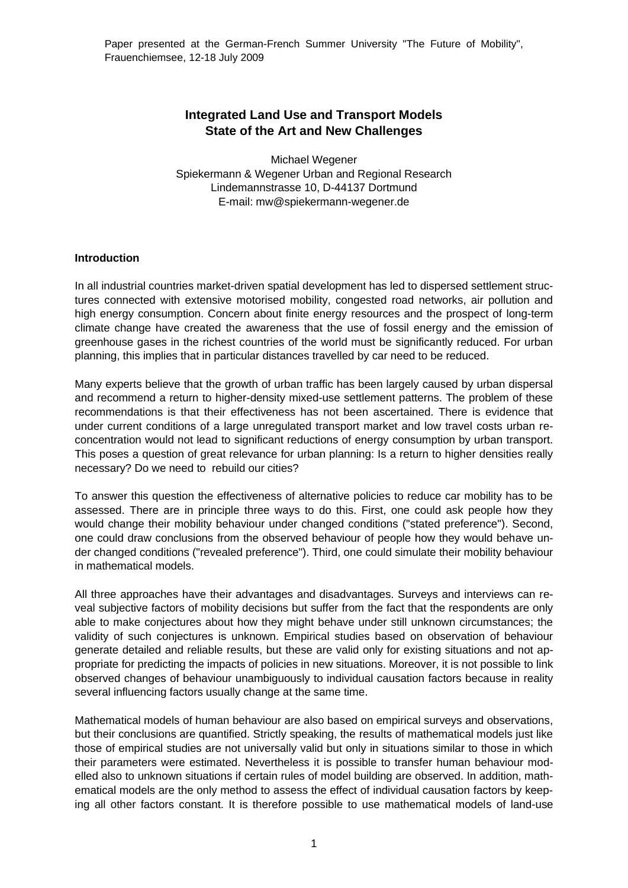Paper presented at the German-French Summer University "The Future of Mobility", Frauenchiemsee, 12-18 July 2009

# Integrated Land Use and Transport Models State of the Art and New Challenges

Michael Wegener
Spiekermann & Wegener Urban and Regional Research
Lindemannstrasse 10, D-44137 Dortmund
E-mail: mw@spiekermann-wegener.de

## Introduction

In all industrial countries market-driven spatial development has led to dispersed settlement structures connected with extensive motorised mobility, congested road networks, air pollution and high energy consumption. Concern about finite energy resources and the prospect of long-term climate change have created the awareness that the use of fossil energy and the emission of greenhouse gases in the richest countries of the world must be significantly reduced. For urban planning, this implies that in particular distances travelled by car need to be reduced.

Many experts believe that the growth of urban traffic has been largely caused by urban dispersal and recommend a return to higher-density mixed-use settlement patterns. The problem of these recommendations is that their effectiveness has not been ascertained. There is evidence that under current conditions of a large unregulated transport market and low travel costs urban re-concentration would not lead to significant reductions of energy consumption by urban transport. This poses a question of great relevance for urban planning: Is a return to higher densities really necessary? Do we need to rebuild our cities?

To answer this question the effectiveness of alternative policies to reduce car mobility has to be assessed. There are in principle three ways to do this. First, one could ask people how they would change their mobility behaviour under changed conditions ("stated preference"). Second, one could draw conclusions from the observed behaviour of people how they would behave under changed conditions ("revealed preference"). Third, one could simulate their mobility behaviour in mathematical models.

All three approaches have their advantages and disadvantages. Surveys and interviews can reveal subjective factors of mobility decisions but suffer from the fact that the respondents are only able to make conjectures about how they might behave under still unknown circumstances; the validity of such conjectures is unknown. Empirical studies based on observation of behaviour generate detailed and reliable results, but these are valid only for existing situations and not appropriate for predicting the impacts of policies in new situations. Moreover, it is not possible to link observed changes of behaviour unambiguously to individual causation factors because in reality several influencing factors usually change at the same time.

Mathematical models of human behaviour are also based on empirical surveys and observations, but their conclusions are quantified. Strictly speaking, the results of mathematical models just like those of empirical studies are not universally valid but only in situations similar to those in which their parameters were estimated. Nevertheless it is possible to transfer human behaviour modelled also to unknown situations if certain rules of model building are observed. In addition, mathematical models are the only method to assess the effect of individual causation factors by keeping all other factors constant. It is therefore possible to use mathematical models of land-use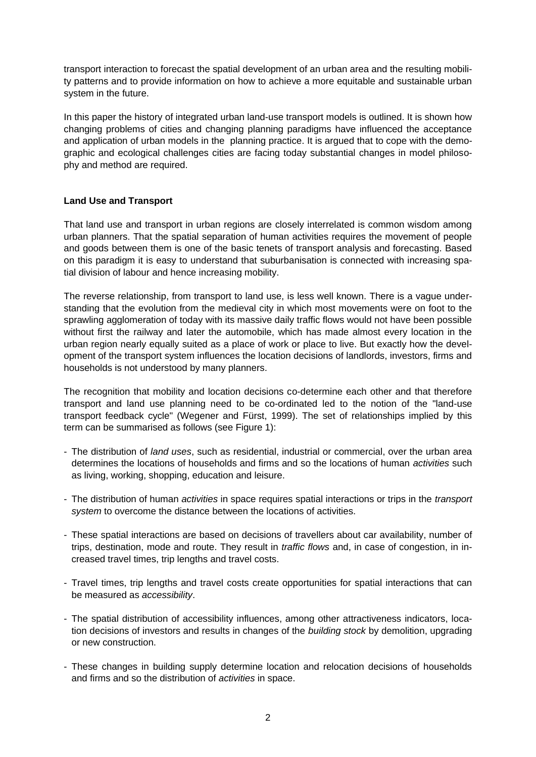transport interaction to forecast the spatial development of an urban area and the resulting mobility patterns and to provide information on how to achieve a more equitable and sustainable urban system in the future.

In this paper the history of integrated urban land-use transport models is outlined. It is shown how changing problems of cities and changing planning paradigms have influenced the acceptance and application of urban models in the planning practice. It is argued that to cope with the demographic and ecological challenges cities are facing today substantial changes in model philosophy and method are required.

**Land Use and Transport**

That land use and transport in urban regions are closely interrelated is common wisdom among urban planners. That the spatial separation of human activities requires the movement of people and goods between them is one of the basic tenets of transport analysis and forecasting. Based on this paradigm it is easy to understand that suburbanisation is connected with increasing spatial division of labour and hence increasing mobility.

The reverse relationship, from transport to land use, is less well known. There is a vague understanding that the evolution from the medieval city in which most movements were on foot to the sprawling agglomeration of today with its massive daily traffic flows would not have been possible without first the railway and later the automobile, which has made almost every location in the urban region nearly equally suited as a place of work or place to live. But exactly how the development of the transport system influences the location decisions of landlords, investors, firms and households is not understood by many planners.

The recognition that mobility and location decisions co-determine each other and that therefore transport and land use planning need to be co-ordinated led to the notion of the "land-use transport feedback cycle" (Wegener and Fürst, 1999). The set of relationships implied by this term can be summarised as follows (see Figure 1):

- The distribution of *land uses*, such as residential, industrial or commercial, over the urban area determines the locations of households and firms and so the locations of human *activities* such as living, working, shopping, education and leisure.

- The distribution of human *activities* in space requires spatial interactions or trips in the *transport system* to overcome the distance between the locations of activities.

- These spatial interactions are based on decisions of travellers about car availability, number of trips, destination, mode and route. They result in *traffic flows* and, in case of congestion, in increased travel times, trip lengths and travel costs.

- Travel times, trip lengths and travel costs create opportunities for spatial interactions that can be measured as *accessibility*.

- The spatial distribution of accessibility influences, among other attractiveness indicators, location decisions of investors and results in changes of the *building stock* by demolition, upgrading or new construction.

- These changes in building supply determine location and relocation decisions of households and firms and so the distribution of *activities* in space.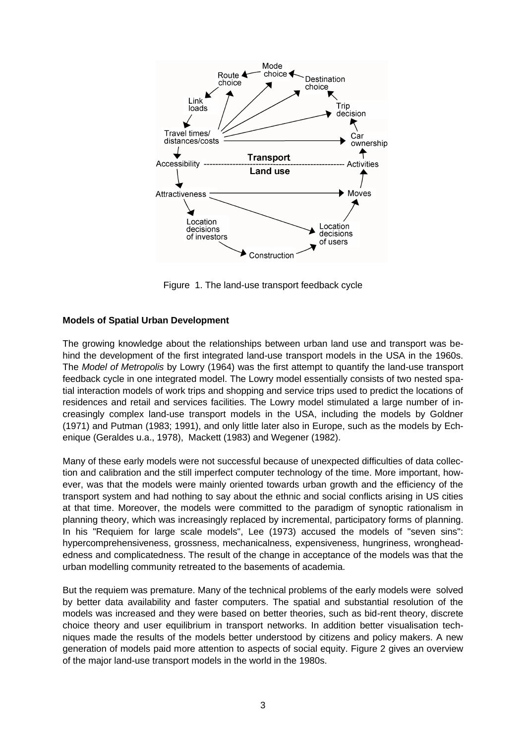Figure 1. The land-use transport feedback cycle

**Models of Spatial Urban Development**

The growing knowledge about the relationships between urban land use and transport was behind the development of the first integrated land-use transport models in the USA in the 1960s. The *Model of Metropolis* by Lowry (1964) was the first attempt to quantify the land-use transport feedback cycle in one integrated model. The Lowry model essentially consists of two nested spatial interaction models of work trips and shopping and service trips used to predict the locations of residences and retail and services facilities. The Lowry model stimulated a large number of increasingly complex land-use transport models in the USA, including the models by Goldner (1971) and Putman (1983; 1991), and only little later also in Europe, such as the models by Echenique (Geraldes u.a., 1978), Mackett (1983) and Wegener (1982).

Many of these early models were not successful because of unexpected difficulties of data collection and calibration and the still imperfect computer technology of the time. More important, however, was that the models were mainly oriented towards urban growth and the efficiency of the transport system and had nothing to say about the ethnic and social conflicts arising in US cities at that time. Moreover, the models were committed to the paradigm of synoptic rationalism in planning theory, which was increasingly replaced by incremental, participatory forms of planning. In his "Requiem for large scale models", Lee (1973) accused the models of "seven sins": hypercomprehensiveness, grossness, mechanicalness, expensiveness, hungriness, wrongheadedness and complicatedness. The result of the change in acceptance of the models was that the urban modelling community retreated to the basements of academia.

But the requiem was premature. Many of the technical problems of the early models were solved by better data availability and faster computers. The spatial and substantial resolution of the models was increased and they were based on better theories, such as bid-rent theory, discrete choice theory and user equilibrium in transport networks. In addition better visualisation techniques made the results of the models better understood by citizens and policy makers. A new generation of models paid more attention to aspects of social equity. Figure 2 gives an overview of the major land-use transport models in the world in the 1980s.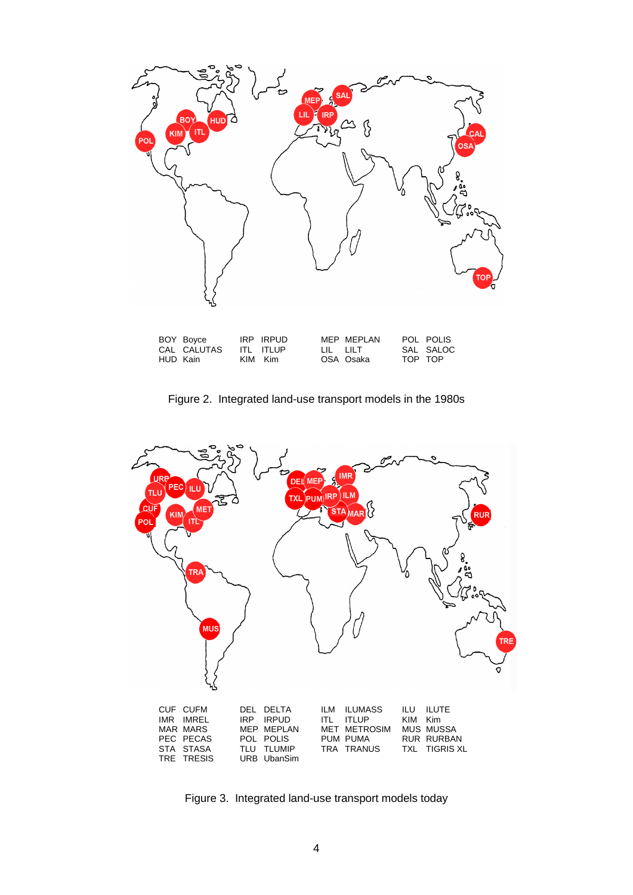| | | | | | | | |
|---|---|---|---|---|---|---|---|
| BOY | Boyce | IRP | IRPUD | MEP | MEPLAN | POL | POLIS |
| CAL | CALUTAS | ITL | ITLUP | LIL | LILT | SAL | SALOC |
| HUD | Kain | KIM | Kim | OSA | Osaka | TOP | TOP |

Figure 2. Integrated land-use transport models in the 1980s

| | | | | | | | |
|---|---|---|---|---|---|---|---|
| CUF | CUFM | DEL | DELTA | ILM | ILUMASS | ILU | ILUTE |
| IMR | IMREL | IRP | IRPUD | ITL | ITLUP | KIM | Kim |
| MAR | MARS | MEP | MEPLAN | MET | METROSIM | MUS | MUSSA |
| PEC | PECAS | POL | POLIS | PUM | PUMA | RUR | RURBAN |
| STA | STASA | TLU | TLUMIP | TRA | TRANUS | TXL | TIGRIS XL |
| TRE | TRESIS | URB | UbanSim | | | | |

Figure 3. Integrated land-use transport models today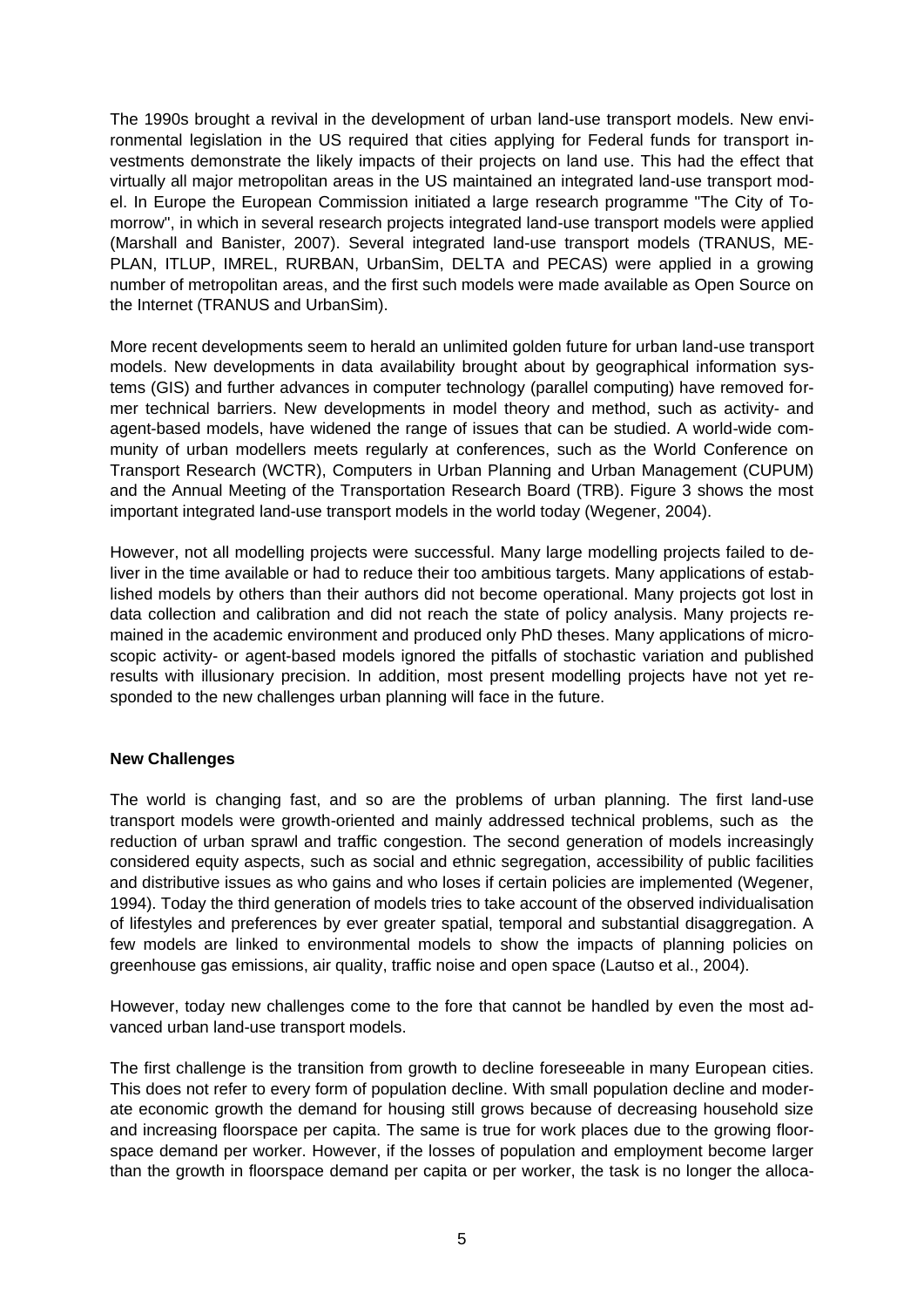The 1990s brought a revival in the development of urban land-use transport models. New environmental legislation in the US required that cities applying for Federal funds for transport investments demonstrate the likely impacts of their projects on land use. This had the effect that virtually all major metropolitan areas in the US maintained an integrated land-use transport model. In Europe the European Commission initiated a large research programme "The City of Tomorrow", in which in several research projects integrated land-use transport models were applied (Marshall and Banister, 2007). Several integrated land-use transport models (TRANUS, MEPLAN, ITLUP, IMREL, RURBAN, UrbanSim, DELTA and PECAS) were applied in a growing number of metropolitan areas, and the first such models were made available as Open Source on the Internet (TRANUS and UrbanSim).

More recent developments seem to herald an unlimited golden future for urban land-use transport models. New developments in data availability brought about by geographical information systems (GIS) and further advances in computer technology (parallel computing) have removed former technical barriers. New developments in model theory and method, such as activity- and agent-based models, have widened the range of issues that can be studied. A world-wide community of urban modellers meets regularly at conferences, such as the World Conference on Transport Research (WCTR), Computers in Urban Planning and Urban Management (CUPUM) and the Annual Meeting of the Transportation Research Board (TRB). Figure 3 shows the most important integrated land-use transport models in the world today (Wegener, 2004).

However, not all modelling projects were successful. Many large modelling projects failed to deliver in the time available or had to reduce their too ambitious targets. Many applications of established models by others than their authors did not become operational. Many projects got lost in data collection and calibration and did not reach the state of policy analysis. Many projects remained in the academic environment and produced only PhD theses. Many applications of microscopic activity- or agent-based models ignored the pitfalls of stochastic variation and published results with illusionary precision. In addition, most present modelling projects have not yet responded to the new challenges urban planning will face in the future.

## New Challenges

The world is changing fast, and so are the problems of urban planning. The first land-use transport models were growth-oriented and mainly addressed technical problems, such as the reduction of urban sprawl and traffic congestion. The second generation of models increasingly considered equity aspects, such as social and ethnic segregation, accessibility of public facilities and distributive issues as who gains and who loses if certain policies are implemented (Wegener, 1994). Today the third generation of models tries to take account of the observed individualisation of lifestyles and preferences by ever greater spatial, temporal and substantial disaggregation. A few models are linked to environmental models to show the impacts of planning policies on greenhouse gas emissions, air quality, traffic noise and open space (Lautso et al., 2004).

However, today new challenges come to the fore that cannot be handled by even the most advanced urban land-use transport models.

The first challenge is the transition from growth to decline foreseeable in many European cities. This does not refer to every form of population decline. With small population decline and moderate economic growth the demand for housing still grows because of decreasing household size and increasing floorspace per capita. The same is true for work places due to the growing floorspace demand per worker. However, if the losses of population and employment become larger than the growth in floorspace demand per capita or per worker, the task is no longer the alloca-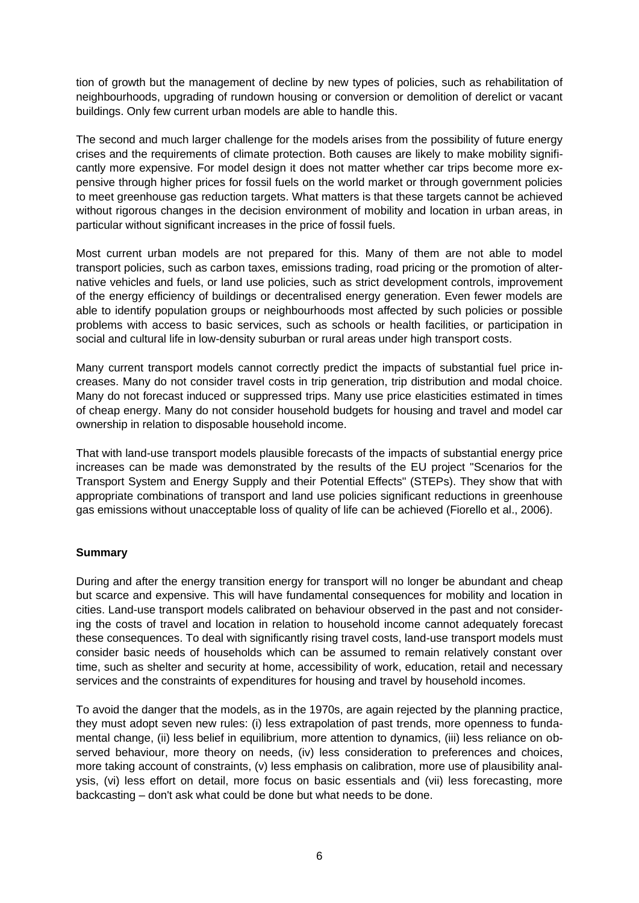tion of growth but the management of decline by new types of policies, such as rehabilitation of neighbourhoods, upgrading of rundown housing or conversion or demolition of derelict or vacant buildings. Only few current urban models are able to handle this.

The second and much larger challenge for the models arises from the possibility of future energy crises and the requirements of climate protection. Both causes are likely to make mobility significantly more expensive. For model design it does not matter whether car trips become more expensive through higher prices for fossil fuels on the world market or through government policies to meet greenhouse gas reduction targets. What matters is that these targets cannot be achieved without rigorous changes in the decision environment of mobility and location in urban areas, in particular without significant increases in the price of fossil fuels.

Most current urban models are not prepared for this. Many of them are not able to model transport policies, such as carbon taxes, emissions trading, road pricing or the promotion of alternative vehicles and fuels, or land use policies, such as strict development controls, improvement of the energy efficiency of buildings or decentralised energy generation. Even fewer models are able to identify population groups or neighbourhoods most affected by such policies or possible problems with access to basic services, such as schools or health facilities, or participation in social and cultural life in low-density suburban or rural areas under high transport costs.

Many current transport models cannot correctly predict the impacts of substantial fuel price increases. Many do not consider travel costs in trip generation, trip distribution and modal choice. Many do not forecast induced or suppressed trips. Many use price elasticities estimated in times of cheap energy. Many do not consider household budgets for housing and travel and model car ownership in relation to disposable household income.

That with land-use transport models plausible forecasts of the impacts of substantial energy price increases can be made was demonstrated by the results of the EU project "Scenarios for the Transport System and Energy Supply and their Potential Effects" (STEPs). They show that with appropriate combinations of transport and land use policies significant reductions in greenhouse gas emissions without unacceptable loss of quality of life can be achieved (Fiorello et al., 2006).

**Summary**

During and after the energy transition energy for transport will no longer be abundant and cheap but scarce and expensive. This will have fundamental consequences for mobility and location in cities. Land-use transport models calibrated on behaviour observed in the past and not considering the costs of travel and location in relation to household income cannot adequately forecast these consequences. To deal with significantly rising travel costs, land-use transport models must consider basic needs of households which can be assumed to remain relatively constant over time, such as shelter and security at home, accessibility of work, education, retail and necessary services and the constraints of expenditures for housing and travel by household incomes.

To avoid the danger that the models, as in the 1970s, are again rejected by the planning practice, they must adopt seven new rules: (i) less extrapolation of past trends, more openness to fundamental change, (ii) less belief in equilibrium, more attention to dynamics, (iii) less reliance on observed behaviour, more theory on needs, (iv) less consideration to preferences and choices, more taking account of constraints, (v) less emphasis on calibration, more use of plausibility analysis, (vi) less effort on detail, more focus on basic essentials and (vii) less forecasting, more backcasting – don't ask what could be done but what needs to be done.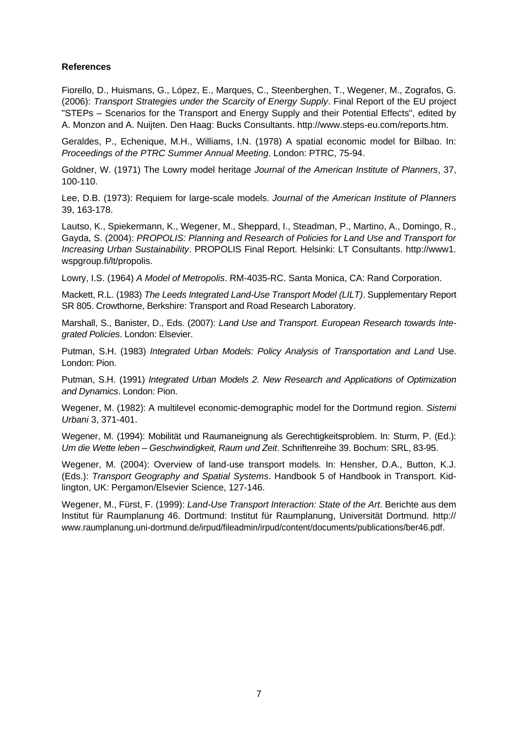**References**

Fiorello, D., Huismans, G., López, E., Marques, C., Steenberghen, T., Wegener, M., Zografos, G. (2006): *Transport Strategies under the Scarcity of Energy Supply*. Final Report of the EU project "STEPs – Scenarios for the Transport and Energy Supply and their Potential Effects", edited by A. Monzon and A. Nuijten. Den Haag: Bucks Consultants. http://www.steps-eu.com/reports.htm.

Geraldes, P., Echenique, M.H., Williams, I.N. (1978) A spatial economic model for Bilbao. In: *Proceedings of the PTRC Summer Annual Meeting*. London: PTRC, 75-94.

Goldner, W. (1971) The Lowry model heritage *Journal of the American Institute of Planners*, 37, 100-110.

Lee, D.B. (1973): Requiem for large-scale models. *Journal of the American Institute of Planners* 39, 163-178.

Lautso, K., Spiekermann, K., Wegener, M., Sheppard, I., Steadman, P., Martino, A., Domingo, R., Gayda, S. (2004): *PROPOLIS: Planning and Research of Policies for Land Use and Transport for Increasing Urban Sustainability*. PROPOLIS Final Report. Helsinki: LT Consultants. http://www1.wspgroup.fi/lt/propolis.

Lowry, I.S. (1964) *A Model of Metropolis*. RM-4035-RC. Santa Monica, CA: Rand Corporation.

Mackett, R.L. (1983) *The Leeds Integrated Land-Use Transport Model (LILT)*. Supplementary Report SR 805. Crowthorne, Berkshire: Transport and Road Research Laboratory.

Marshall, S., Banister, D., Eds. (2007): *Land Use and Transport. European Research towards Integrated Policies*. London: Elsevier.

Putman, S.H. (1983) *Integrated Urban Models: Policy Analysis of Transportation and Land* Use. London: Pion.

Putman, S.H. (1991) *Integrated Urban Models 2. New Research and Applications of Optimization and Dynamics*. London: Pion.

Wegener, M. (1982): A multilevel economic-demographic model for the Dortmund region. *Sistemi Urbani* 3, 371-401.

Wegener, M. (1994): Mobilität und Raumaneignung als Gerechtigkeitsproblem. In: Sturm, P. (Ed.): *Um die Wette leben – Geschwindigkeit, Raum und Zeit*. Schriftenreihe 39. Bochum: SRL, 83-95.

Wegener, M. (2004): Overview of land-use transport models. In: Hensher, D.A., Button, K.J. (Eds.): *Transport Geography and Spatial Systems*. Handbook 5 of Handbook in Transport. Kidlington, UK: Pergamon/Elsevier Science, 127-146.

Wegener, M., Fürst, F. (1999): *Land-Use Transport Interaction: State of the Art*. Berichte aus dem Institut für Raumplanung 46. Dortmund: Institut für Raumplanung, Universität Dortmund. http://www.raumplanung.uni-dortmund.de/irpud/fileadmin/irpud/content/documents/publications/ber46.pdf.